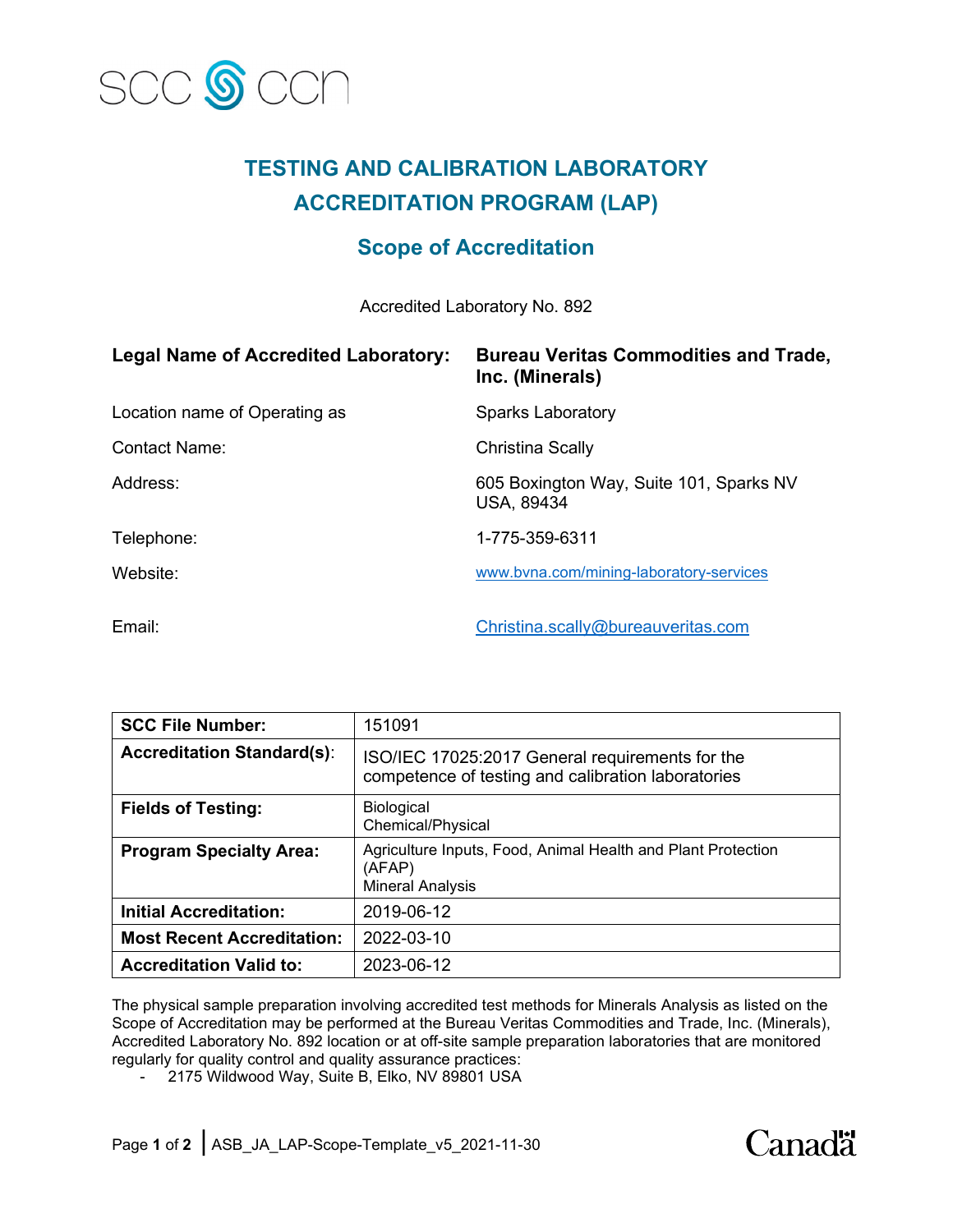# TESTING AND CALIBRATION LABORATORY ACCREDITATION PROGRAM (LAP)

## Scope of Accreditation

Accredited Laboratory No. 892

| | |
|---|---|
| **Legal Name of Accredited Laboratory:** | **Bureau Veritas Commodities and Trade, Inc. (Minerals)** |
| Location name of Operating as | Sparks Laboratory |
| Contact Name: | Christina Scally |
| Address: | 605 Boxington Way, Suite 101, Sparks NV USA, 89434 |
| Telephone: | 1-775-359-6311 |
| Website: | www.bvna.com/mining-laboratory-services |
| Email: | Christina.scally@bureauveritas.com |

| | |
|---|---|
| **SCC File Number:** | 151091 |
| **Accreditation Standard(s):** | ISO/IEC 17025:2017 General requirements for the competence of testing and calibration laboratories |
| **Fields of Testing:** | Biological<br>Chemical/Physical |
| **Program Specialty Area:** | Agriculture Inputs, Food, Animal Health and Plant Protection (AFAP)<br>Mineral Analysis |
| **Initial Accreditation:** | 2019-06-12 |
| **Most Recent Accreditation:** | 2022-03-10 |
| **Accreditation Valid to:** | 2023-06-12 |

The physical sample preparation involving accredited test methods for Minerals Analysis as listed on the Scope of Accreditation may be performed at the Bureau Veritas Commodities and Trade, Inc. (Minerals), Accredited Laboratory No. 892 location or at off-site sample preparation laboratories that are monitored regularly for quality control and quality assurance practices:

- 2175 Wildwood Way, Suite B, Elko, NV 89801 USA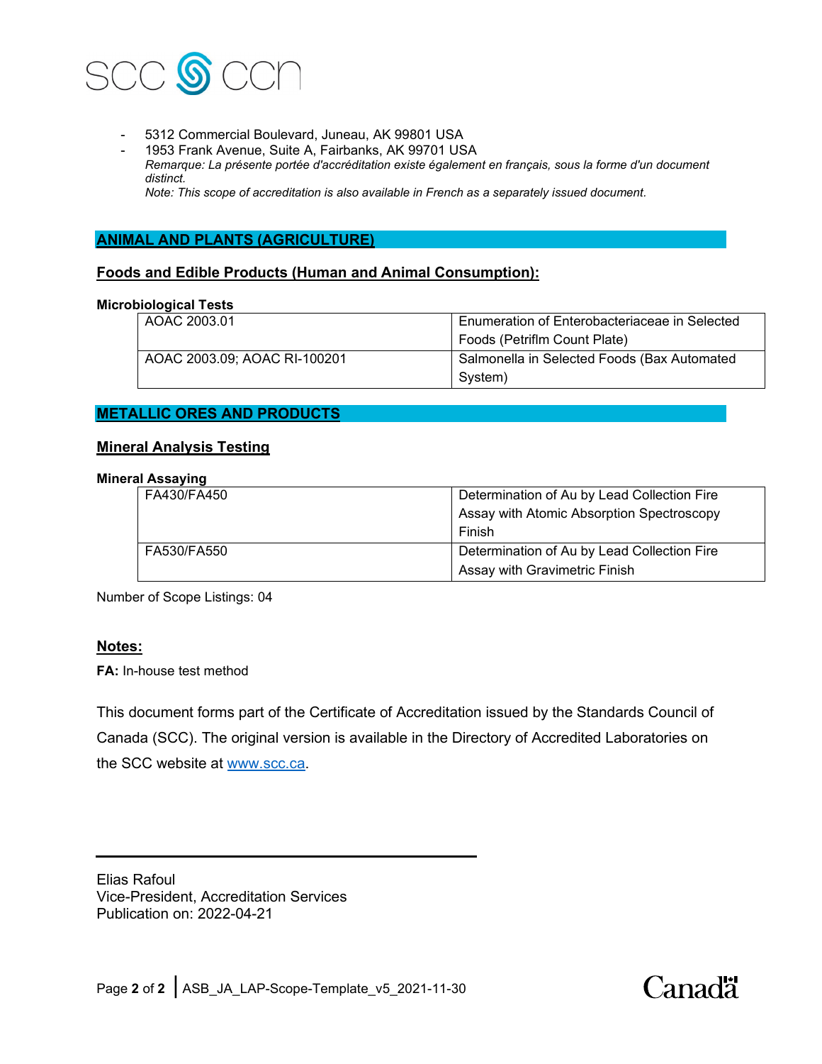- 5312 Commercial Boulevard, Juneau, AK 99801 USA
- 1953 Frank Avenue, Suite A, Fairbanks, AK 99701 USA

*Remarque: La présente portée d'accréditation existe également en français, sous la forme d'un document distinct.*

*Note: This scope of accreditation is also available in French as a separately issued document.*

## ANIMAL AND PLANTS (AGRICULTURE)

### Foods and Edible Products (Human and Animal Consumption):

**Microbiological Tests**

| | |
|---|---|
| AOAC 2003.01 | Enumeration of Enterobacteriaceae in Selected Foods (Petriflm Count Plate) |
| AOAC 2003.09; AOAC RI-100201 | Salmonella in Selected Foods (Bax Automated System) |

## METALLIC ORES AND PRODUCTS

### Mineral Analysis Testing

**Mineral Assaying**

| | |
|---|---|
| FA430/FA450 | Determination of Au by Lead Collection Fire Assay with Atomic Absorption Spectroscopy Finish |
| FA530/FA550 | Determination of Au by Lead Collection Fire Assay with Gravimetric Finish |

Number of Scope Listings: 04

### Notes:

**FA:** In-house test method

This document forms part of the Certificate of Accreditation issued by the Standards Council of Canada (SCC). The original version is available in the Directory of Accredited Laboratories on the SCC website at www.scc.ca.

Elias Rafoul
Vice-President, Accreditation Services
Publication on: 2022-04-21